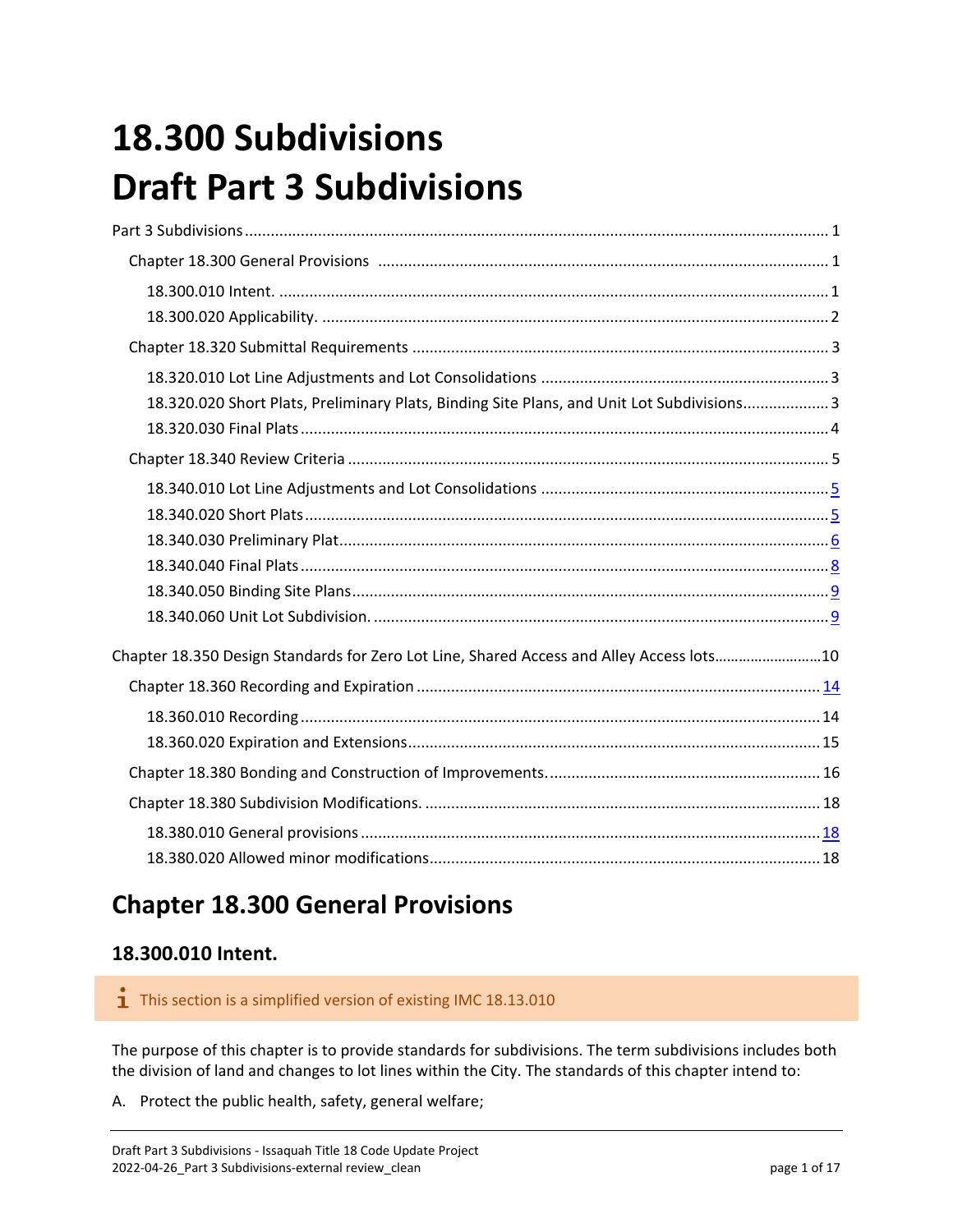# 18.300 Subdivisions
# Draft Part 3 Subdivisions

- Part 3 Subdivisions ..... 1
  - Chapter 18.300 General Provisions ..... 1
    - 18.300.010 Intent. ..... 1
    - 18.300.020 Applicability. ..... 2
  - Chapter 18.320 Submittal Requirements ..... 3
    - 18.320.010 Lot Line Adjustments and Lot Consolidations ..... 3
    - 18.320.020 Short Plats, Preliminary Plats, Binding Site Plans, and Unit Lot Subdivisions ..... 3
    - 18.320.030 Final Plats ..... 4
  - Chapter 18.340 Review Criteria ..... 5
    - 18.340.010 Lot Line Adjustments and Lot Consolidations ..... 5
    - 18.340.020 Short Plats ..... 5
    - 18.340.030 Preliminary Plat ..... 6
    - 18.340.040 Final Plats ..... 8
    - 18.340.050 Binding Site Plans ..... 9
    - 18.340.060 Unit Lot Subdivision. ..... 9
- Chapter 18.350 Design Standards for Zero Lot Line, Shared Access and Alley Access lots ..... 10
  - Chapter 18.360 Recording and Expiration ..... 14
    - 18.360.010 Recording ..... 14
    - 18.360.020 Expiration and Extensions ..... 15
  - Chapter 18.380 Bonding and Construction of Improvements. ..... 16
  - Chapter 18.380 Subdivision Modifications. ..... 18
    - 18.380.010 General provisions ..... 18
    - 18.380.020 Allowed minor modifications ..... 18

## Chapter 18.300 General Provisions

### 18.300.010 Intent.

> ℹ This section is a simplified version of existing IMC 18.13.010

The purpose of this chapter is to provide standards for subdivisions. The term subdivisions includes both the division of land and changes to lot lines within the City. The standards of this chapter intend to:

A. Protect the public health, safety, general welfare;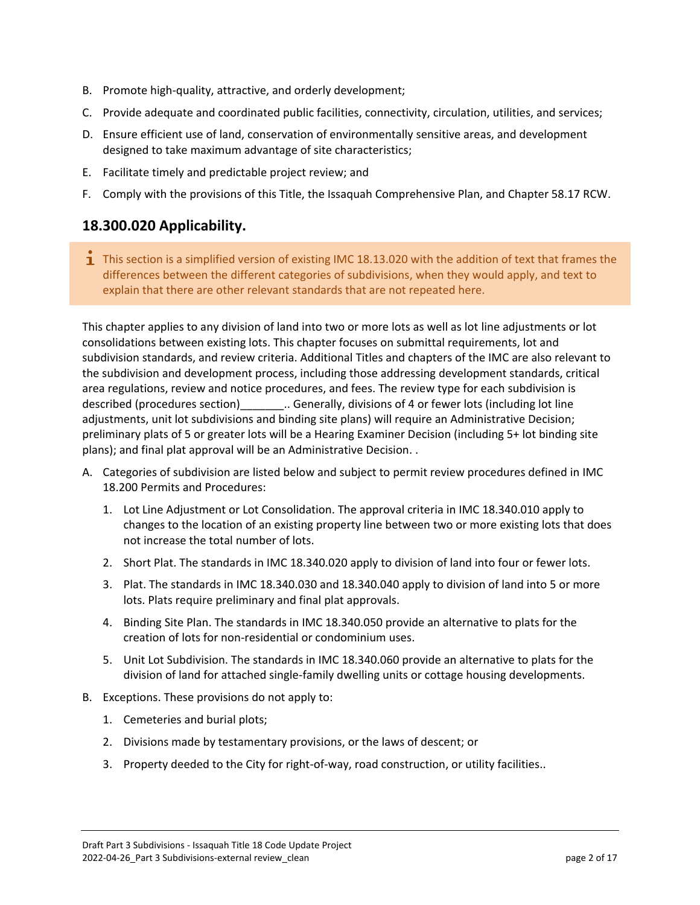B. Promote high-quality, attractive, and orderly development;

C. Provide adequate and coordinated public facilities, connectivity, circulation, utilities, and services;

D. Ensure efficient use of land, conservation of environmentally sensitive areas, and development designed to take maximum advantage of site characteristics;

E. Facilitate timely and predictable project review; and

F. Comply with the provisions of this Title, the Issaquah Comprehensive Plan, and Chapter 58.17 RCW.

## 18.300.020 Applicability.

> ℹ This section is a simplified version of existing IMC 18.13.020 with the addition of text that frames the differences between the different categories of subdivisions, when they would apply, and text to explain that there are other relevant standards that are not repeated here.

This chapter applies to any division of land into two or more lots as well as lot line adjustments or lot consolidations between existing lots. This chapter focuses on submittal requirements, lot and subdivision standards, and review criteria. Additional Titles and chapters of the IMC are also relevant to the subdivision and development process, including those addressing development standards, critical area regulations, review and notice procedures, and fees. The review type for each subdivision is described (procedures section)_______.. Generally, divisions of 4 or fewer lots (including lot line adjustments, unit lot subdivisions and binding site plans) will require an Administrative Decision; preliminary plats of 5 or greater lots will be a Hearing Examiner Decision (including 5+ lot binding site plans); and final plat approval will be an Administrative Decision. .

A. Categories of subdivision are listed below and subject to permit review procedures defined in IMC 18.200 Permits and Procedures:

   1. Lot Line Adjustment or Lot Consolidation. The approval criteria in IMC 18.340.010 apply to changes to the location of an existing property line between two or more existing lots that does not increase the total number of lots.

   2. Short Plat. The standards in IMC 18.340.020 apply to division of land into four or fewer lots.

   3. Plat. The standards in IMC 18.340.030 and 18.340.040 apply to division of land into 5 or more lots. Plats require preliminary and final plat approvals.

   4. Binding Site Plan. The standards in IMC 18.340.050 provide an alternative to plats for the creation of lots for non-residential or condominium uses.

   5. Unit Lot Subdivision. The standards in IMC 18.340.060 provide an alternative to plats for the division of land for attached single-family dwelling units or cottage housing developments.

B. Exceptions. These provisions do not apply to:

   1. Cemeteries and burial plots;

   2. Divisions made by testamentary provisions, or the laws of descent; or

   3. Property deeded to the City for right-of-way, road construction, or utility facilities..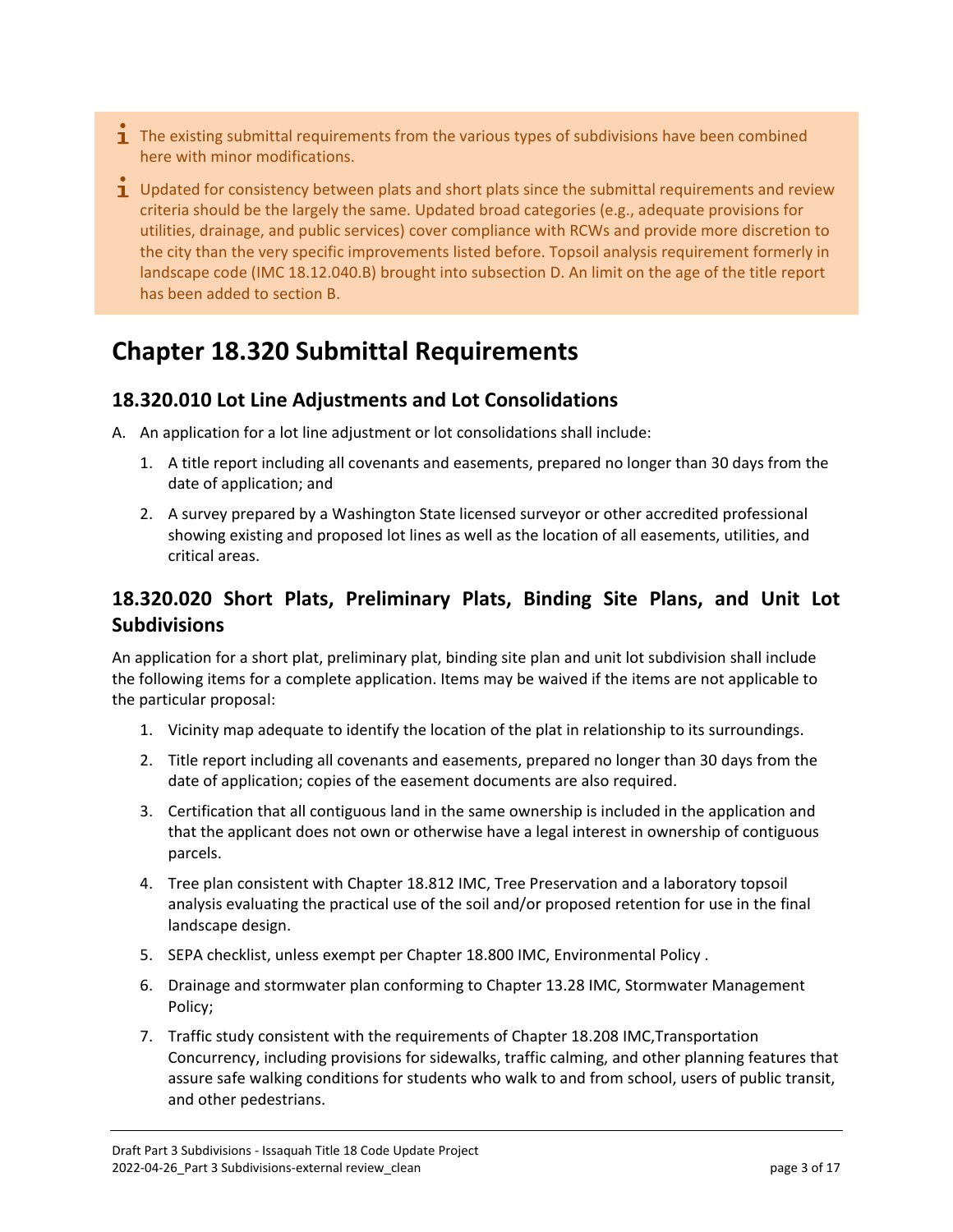> ℹ The existing submittal requirements from the various types of subdivisions have been combined here with minor modifications.
>
> ℹ Updated for consistency between plats and short plats since the submittal requirements and review criteria should be the largely the same. Updated broad categories (e.g., adequate provisions for utilities, drainage, and public services) cover compliance with RCWs and provide more discretion to the city than the very specific improvements listed before. Topsoil analysis requirement formerly in landscape code (IMC 18.12.040.B) brought into subsection D. An limit on the age of the title report has been added to section B.

# Chapter 18.320 Submittal Requirements

## 18.320.010 Lot Line Adjustments and Lot Consolidations

A. An application for a lot line adjustment or lot consolidations shall include:

1. A title report including all covenants and easements, prepared no longer than 30 days from the date of application; and
2. A survey prepared by a Washington State licensed surveyor or other accredited professional showing existing and proposed lot lines as well as the location of all easements, utilities, and critical areas.

## 18.320.020 Short Plats, Preliminary Plats, Binding Site Plans, and Unit Lot Subdivisions

An application for a short plat, preliminary plat, binding site plan and unit lot subdivision shall include the following items for a complete application. Items may be waived if the items are not applicable to the particular proposal:

1. Vicinity map adequate to identify the location of the plat in relationship to its surroundings.
2. Title report including all covenants and easements, prepared no longer than 30 days from the date of application; copies of the easement documents are also required.
3. Certification that all contiguous land in the same ownership is included in the application and that the applicant does not own or otherwise have a legal interest in ownership of contiguous parcels.
4. Tree plan consistent with Chapter 18.812 IMC, Tree Preservation and a laboratory topsoil analysis evaluating the practical use of the soil and/or proposed retention for use in the final landscape design.
5. SEPA checklist, unless exempt per Chapter 18.800 IMC, Environmental Policy .
6. Drainage and stormwater plan conforming to Chapter 13.28 IMC, Stormwater Management Policy;
7. Traffic study consistent with the requirements of Chapter 18.208 IMC,Transportation Concurrency, including provisions for sidewalks, traffic calming, and other planning features that assure safe walking conditions for students who walk to and from school, users of public transit, and other pedestrians.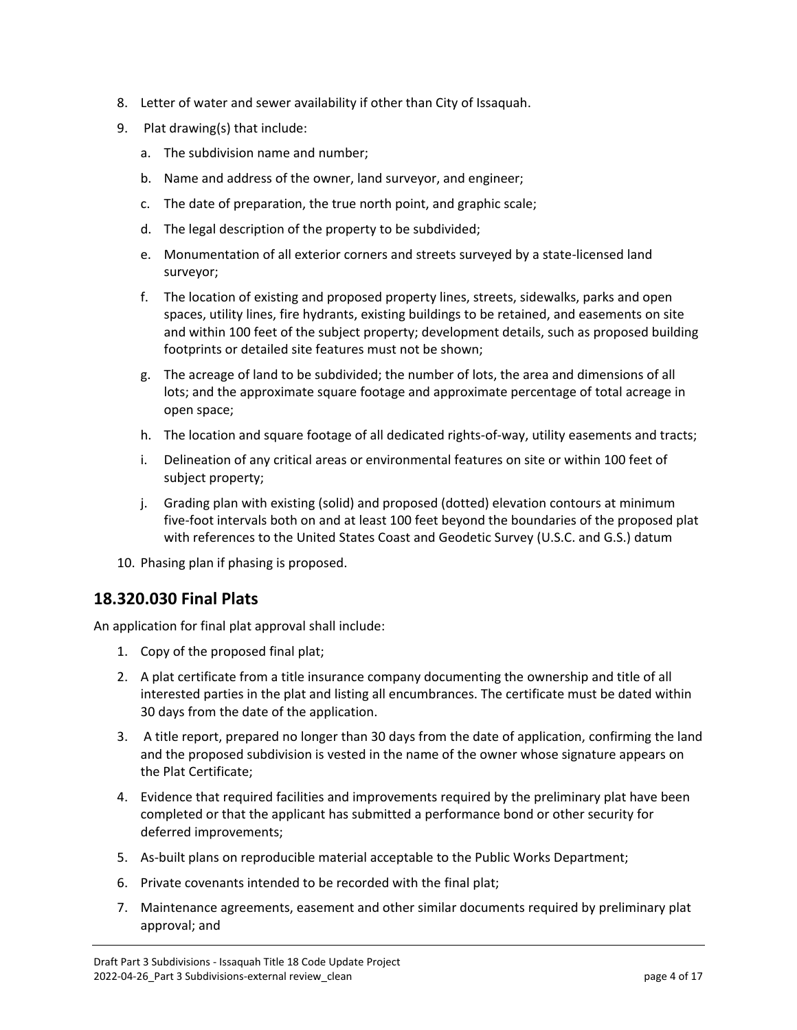8. Letter of water and sewer availability if other than City of Issaquah.
9. Plat drawing(s) that include:
    a. The subdivision name and number;
    b. Name and address of the owner, land surveyor, and engineer;
    c. The date of preparation, the true north point, and graphic scale;
    d. The legal description of the property to be subdivided;
    e. Monumentation of all exterior corners and streets surveyed by a state-licensed land surveyor;
    f. The location of existing and proposed property lines, streets, sidewalks, parks and open spaces, utility lines, fire hydrants, existing buildings to be retained, and easements on site and within 100 feet of the subject property; development details, such as proposed building footprints or detailed site features must not be shown;
    g. The acreage of land to be subdivided; the number of lots, the area and dimensions of all lots; and the approximate square footage and approximate percentage of total acreage in open space;
    h. The location and square footage of all dedicated rights-of-way, utility easements and tracts;
    i. Delineation of any critical areas or environmental features on site or within 100 feet of subject property;
    j. Grading plan with existing (solid) and proposed (dotted) elevation contours at minimum five-foot intervals both on and at least 100 feet beyond the boundaries of the proposed plat with references to the United States Coast and Geodetic Survey (U.S.C. and G.S.) datum
10. Phasing plan if phasing is proposed.

## 18.320.030 Final Plats

An application for final plat approval shall include:

1. Copy of the proposed final plat;
2. A plat certificate from a title insurance company documenting the ownership and title of all interested parties in the plat and listing all encumbrances. The certificate must be dated within 30 days from the date of the application.
3. A title report, prepared no longer than 30 days from the date of application, confirming the land and the proposed subdivision is vested in the name of the owner whose signature appears on the Plat Certificate;
4. Evidence that required facilities and improvements required by the preliminary plat have been completed or that the applicant has submitted a performance bond or other security for deferred improvements;
5. As-built plans on reproducible material acceptable to the Public Works Department;
6. Private covenants intended to be recorded with the final plat;
7. Maintenance agreements, easement and other similar documents required by preliminary plat approval; and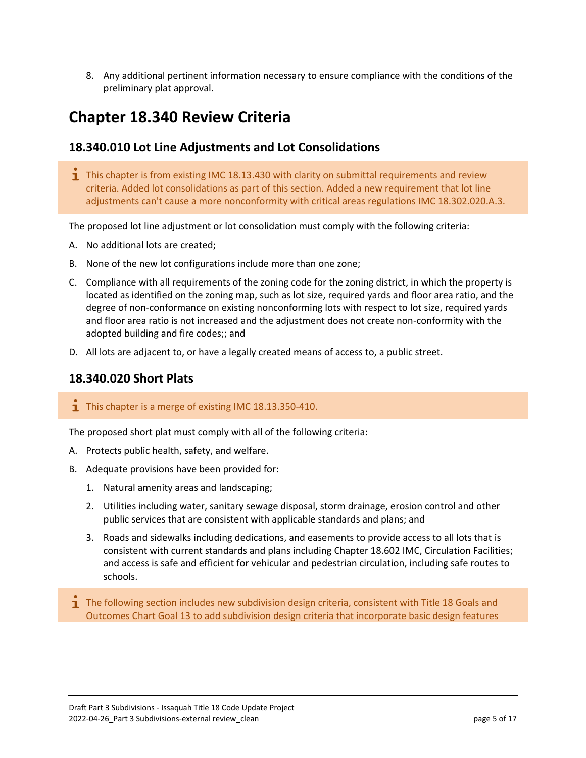8. Any additional pertinent information necessary to ensure compliance with the conditions of the preliminary plat approval.

# Chapter 18.340 Review Criteria

## 18.340.010 Lot Line Adjustments and Lot Consolidations

> ℹ This chapter is from existing IMC 18.13.430 with clarity on submittal requirements and review criteria. Added lot consolidations as part of this section. Added a new requirement that lot line adjustments can't cause a more nonconformity with critical areas regulations IMC 18.302.020.A.3.

The proposed lot line adjustment or lot consolidation must comply with the following criteria:

A. No additional lots are created;

B. None of the new lot configurations include more than one zone;

C. Compliance with all requirements of the zoning code for the zoning district, in which the property is located as identified on the zoning map, such as lot size, required yards and floor area ratio, and the degree of non-conformance on existing nonconforming lots with respect to lot size, required yards and floor area ratio is not increased and the adjustment does not create non-conformity with the adopted building and fire codes;; and

D. All lots are adjacent to, or have a legally created means of access to, a public street.

## 18.340.020 Short Plats

> ℹ This chapter is a merge of existing IMC 18.13.350-410.

The proposed short plat must comply with all of the following criteria:

A. Protects public health, safety, and welfare.

B. Adequate provisions have been provided for:

   1. Natural amenity areas and landscaping;

   2. Utilities including water, sanitary sewage disposal, storm drainage, erosion control and other public services that are consistent with applicable standards and plans; and

   3. Roads and sidewalks including dedications, and easements to provide access to all lots that is consistent with current standards and plans including Chapter 18.602 IMC, Circulation Facilities; and access is safe and efficient for vehicular and pedestrian circulation, including safe routes to schools.

> ℹ The following section includes new subdivision design criteria, consistent with Title 18 Goals and Outcomes Chart Goal 13 to add subdivision design criteria that incorporate basic design features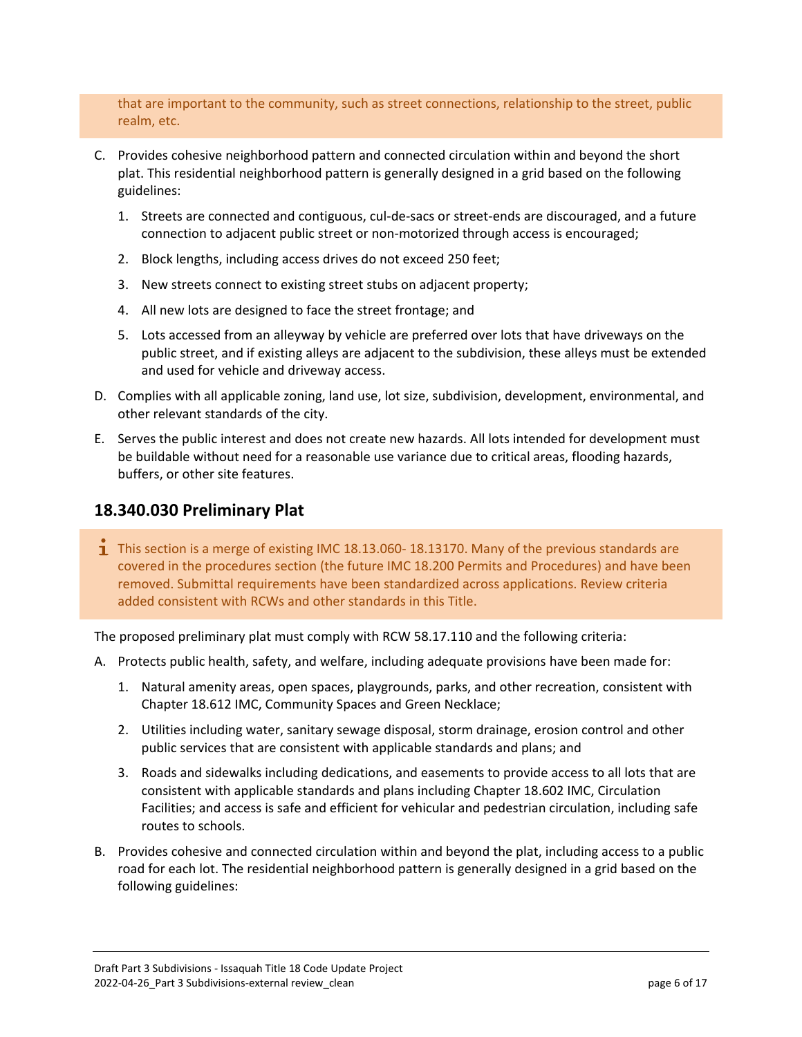that are important to the community, such as street connections, relationship to the street, public realm, etc.

C. Provides cohesive neighborhood pattern and connected circulation within and beyond the short plat. This residential neighborhood pattern is generally designed in a grid based on the following guidelines:

   1. Streets are connected and contiguous, cul-de-sacs or street-ends are discouraged, and a future connection to adjacent public street or non-motorized through access is encouraged;

   2. Block lengths, including access drives do not exceed 250 feet;

   3. New streets connect to existing street stubs on adjacent property;

   4. All new lots are designed to face the street frontage; and

   5. Lots accessed from an alleyway by vehicle are preferred over lots that have driveways on the public street, and if existing alleys are adjacent to the subdivision, these alleys must be extended and used for vehicle and driveway access.

D. Complies with all applicable zoning, land use, lot size, subdivision, development, environmental, and other relevant standards of the city.

E. Serves the public interest and does not create new hazards. All lots intended for development must be buildable without need for a reasonable use variance due to critical areas, flooding hazards, buffers, or other site features.

## 18.340.030 Preliminary Plat

ℹ This section is a merge of existing IMC 18.13.060- 18.13170. Many of the previous standards are covered in the procedures section (the future IMC 18.200 Permits and Procedures) and have been removed. Submittal requirements have been standardized across applications. Review criteria added consistent with RCWs and other standards in this Title.

The proposed preliminary plat must comply with RCW 58.17.110 and the following criteria:

A. Protects public health, safety, and welfare, including adequate provisions have been made for:

   1. Natural amenity areas, open spaces, playgrounds, parks, and other recreation, consistent with Chapter 18.612 IMC, Community Spaces and Green Necklace;

   2. Utilities including water, sanitary sewage disposal, storm drainage, erosion control and other public services that are consistent with applicable standards and plans; and

   3. Roads and sidewalks including dedications, and easements to provide access to all lots that are consistent with applicable standards and plans including Chapter 18.602 IMC, Circulation Facilities; and access is safe and efficient for vehicular and pedestrian circulation, including safe routes to schools.

B. Provides cohesive and connected circulation within and beyond the plat, including access to a public road for each lot. The residential neighborhood pattern is generally designed in a grid based on the following guidelines: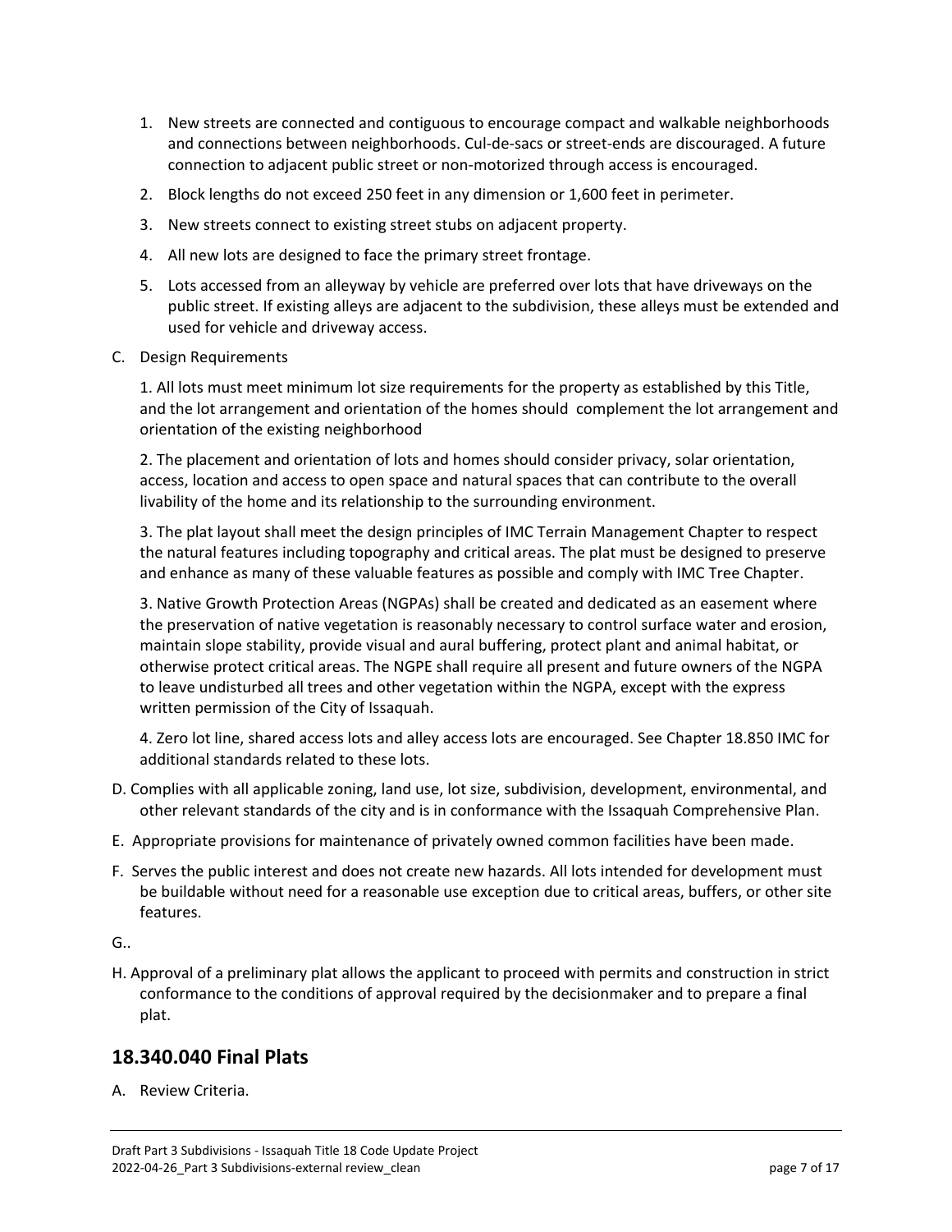1. New streets are connected and contiguous to encourage compact and walkable neighborhoods and connections between neighborhoods. Cul-de-sacs or street-ends are discouraged. A future connection to adjacent public street or non-motorized through access is encouraged.
2. Block lengths do not exceed 250 feet in any dimension or 1,600 feet in perimeter.
3. New streets connect to existing street stubs on adjacent property.
4. All new lots are designed to face the primary street frontage.
5. Lots accessed from an alleyway by vehicle are preferred over lots that have driveways on the public street. If existing alleys are adjacent to the subdivision, these alleys must be extended and used for vehicle and driveway access.

C. Design Requirements

1. All lots must meet minimum lot size requirements for the property as established by this Title, and the lot arrangement and orientation of the homes should complement the lot arrangement and orientation of the existing neighborhood

2. The placement and orientation of lots and homes should consider privacy, solar orientation, access, location and access to open space and natural spaces that can contribute to the overall livability of the home and its relationship to the surrounding environment.

3. The plat layout shall meet the design principles of IMC Terrain Management Chapter to respect the natural features including topography and critical areas. The plat must be designed to preserve and enhance as many of these valuable features as possible and comply with IMC Tree Chapter.

3. Native Growth Protection Areas (NGPAs) shall be created and dedicated as an easement where the preservation of native vegetation is reasonably necessary to control surface water and erosion, maintain slope stability, provide visual and aural buffering, protect plant and animal habitat, or otherwise protect critical areas. The NGPE shall require all present and future owners of the NGPA to leave undisturbed all trees and other vegetation within the NGPA, except with the express written permission of the City of Issaquah.

4. Zero lot line, shared access lots and alley access lots are encouraged. See Chapter 18.850 IMC for additional standards related to these lots.

D. Complies with all applicable zoning, land use, lot size, subdivision, development, environmental, and other relevant standards of the city and is in conformance with the Issaquah Comprehensive Plan.

E. Appropriate provisions for maintenance of privately owned common facilities have been made.

F. Serves the public interest and does not create new hazards. All lots intended for development must be buildable without need for a reasonable use exception due to critical areas, buffers, or other site features.

G..

H. Approval of a preliminary plat allows the applicant to proceed with permits and construction in strict conformance to the conditions of approval required by the decisionmaker and to prepare a final plat.

## 18.340.040 Final Plats

A. Review Criteria.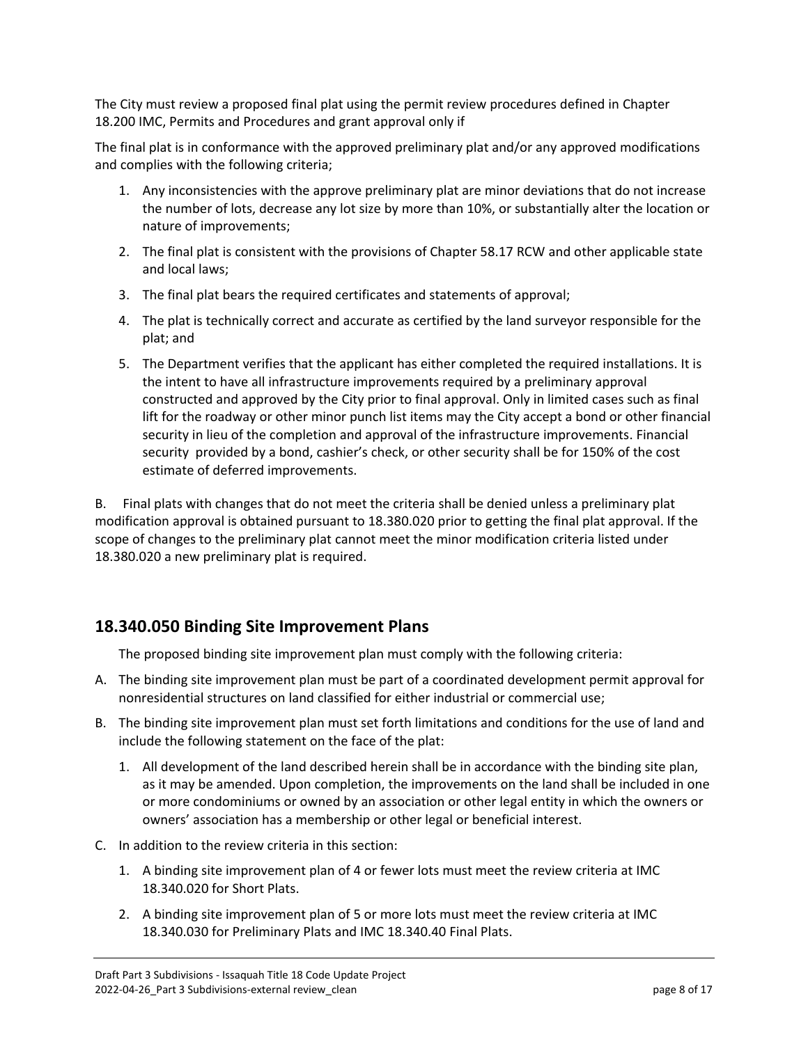The City must review a proposed final plat using the permit review procedures defined in Chapter 18.200 IMC, Permits and Procedures and grant approval only if

The final plat is in conformance with the approved preliminary plat and/or any approved modifications and complies with the following criteria;

1. Any inconsistencies with the approve preliminary plat are minor deviations that do not increase the number of lots, decrease any lot size by more than 10%, or substantially alter the location or nature of improvements;
2. The final plat is consistent with the provisions of Chapter 58.17 RCW and other applicable state and local laws;
3. The final plat bears the required certificates and statements of approval;
4. The plat is technically correct and accurate as certified by the land surveyor responsible for the plat; and
5. The Department verifies that the applicant has either completed the required installations. It is the intent to have all infrastructure improvements required by a preliminary approval constructed and approved by the City prior to final approval. Only in limited cases such as final lift for the roadway or other minor punch list items may the City accept a bond or other financial security in lieu of the completion and approval of the infrastructure improvements. Financial security provided by a bond, cashier's check, or other security shall be for 150% of the cost estimate of deferred improvements.

B. Final plats with changes that do not meet the criteria shall be denied unless a preliminary plat modification approval is obtained pursuant to 18.380.020 prior to getting the final plat approval. If the scope of changes to the preliminary plat cannot meet the minor modification criteria listed under 18.380.020 a new preliminary plat is required.

## 18.340.050 Binding Site Improvement Plans

The proposed binding site improvement plan must comply with the following criteria:

A. The binding site improvement plan must be part of a coordinated development permit approval for nonresidential structures on land classified for either industrial or commercial use;

B. The binding site improvement plan must set forth limitations and conditions for the use of land and include the following statement on the face of the plat:

1. All development of the land described herein shall be in accordance with the binding site plan, as it may be amended. Upon completion, the improvements on the land shall be included in one or more condominiums or owned by an association or other legal entity in which the owners or owners' association has a membership or other legal or beneficial interest.

C. In addition to the review criteria in this section:

1. A binding site improvement plan of 4 or fewer lots must meet the review criteria at IMC 18.340.020 for Short Plats.
2. A binding site improvement plan of 5 or more lots must meet the review criteria at IMC 18.340.030 for Preliminary Plats and IMC 18.340.40 Final Plats.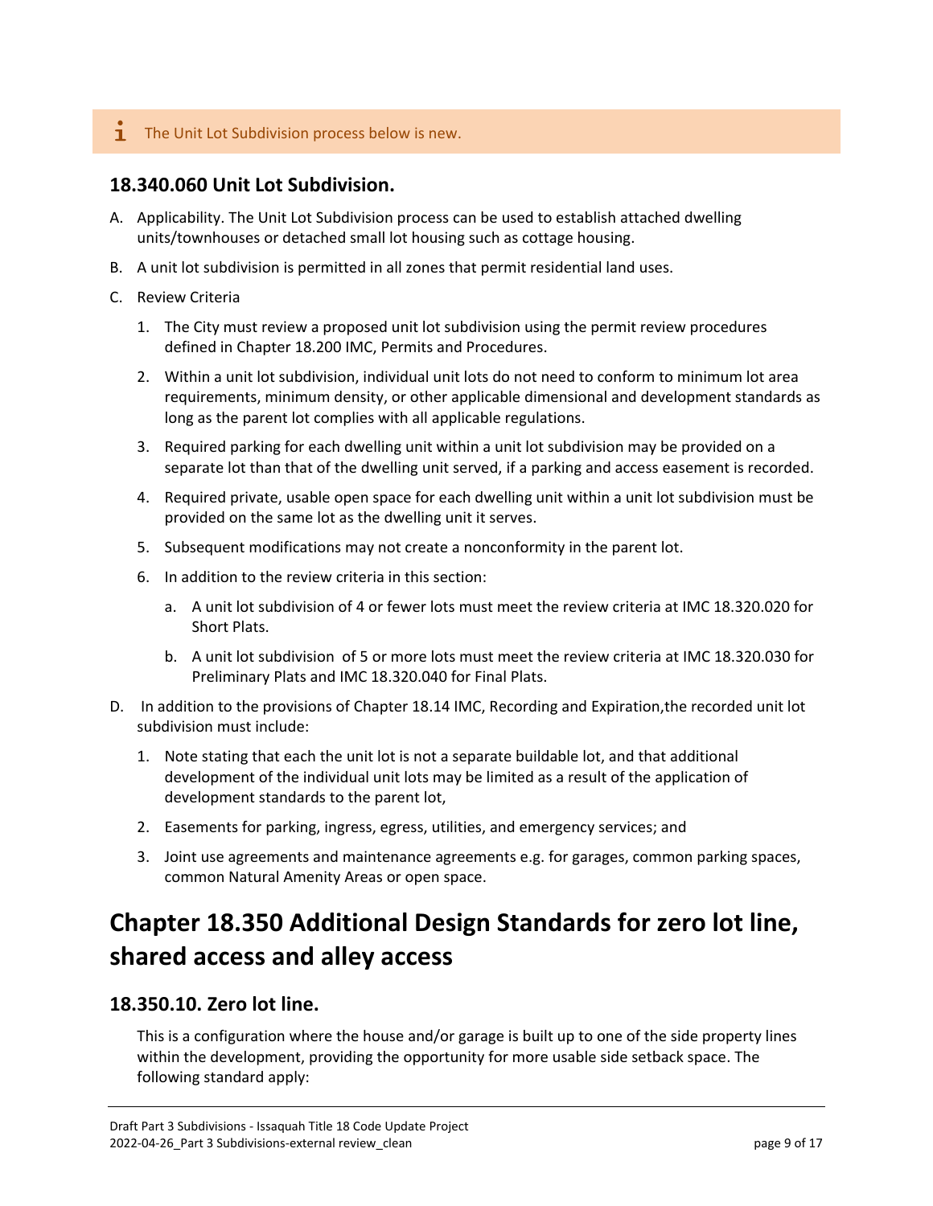The Unit Lot Subdivision process below is new.

### 18.340.060 Unit Lot Subdivision.

A. Applicability. The Unit Lot Subdivision process can be used to establish attached dwelling units/townhouses or detached small lot housing such as cottage housing.

B. A unit lot subdivision is permitted in all zones that permit residential land uses.

C. Review Criteria

   1. The City must review a proposed unit lot subdivision using the permit review procedures defined in Chapter 18.200 IMC, Permits and Procedures.

   2. Within a unit lot subdivision, individual unit lots do not need to conform to minimum lot area requirements, minimum density, or other applicable dimensional and development standards as long as the parent lot complies with all applicable regulations.

   3. Required parking for each dwelling unit within a unit lot subdivision may be provided on a separate lot than that of the dwelling unit served, if a parking and access easement is recorded.

   4. Required private, usable open space for each dwelling unit within a unit lot subdivision must be provided on the same lot as the dwelling unit it serves.

   5. Subsequent modifications may not create a nonconformity in the parent lot.

   6. In addition to the review criteria in this section:

      a. A unit lot subdivision of 4 or fewer lots must meet the review criteria at IMC 18.320.020 for Short Plats.

      b. A unit lot subdivision of 5 or more lots must meet the review criteria at IMC 18.320.030 for Preliminary Plats and IMC 18.320.040 for Final Plats.

D. In addition to the provisions of Chapter 18.14 IMC, Recording and Expiration,the recorded unit lot subdivision must include:

   1. Note stating that each the unit lot is not a separate buildable lot, and that additional development of the individual unit lots may be limited as a result of the application of development standards to the parent lot,

   2. Easements for parking, ingress, egress, utilities, and emergency services; and

   3. Joint use agreements and maintenance agreements e.g. for garages, common parking spaces, common Natural Amenity Areas or open space.

## Chapter 18.350 Additional Design Standards for zero lot line, shared access and alley access

### 18.350.10. Zero lot line.

This is a configuration where the house and/or garage is built up to one of the side property lines within the development, providing the opportunity for more usable side setback space. The following standard apply: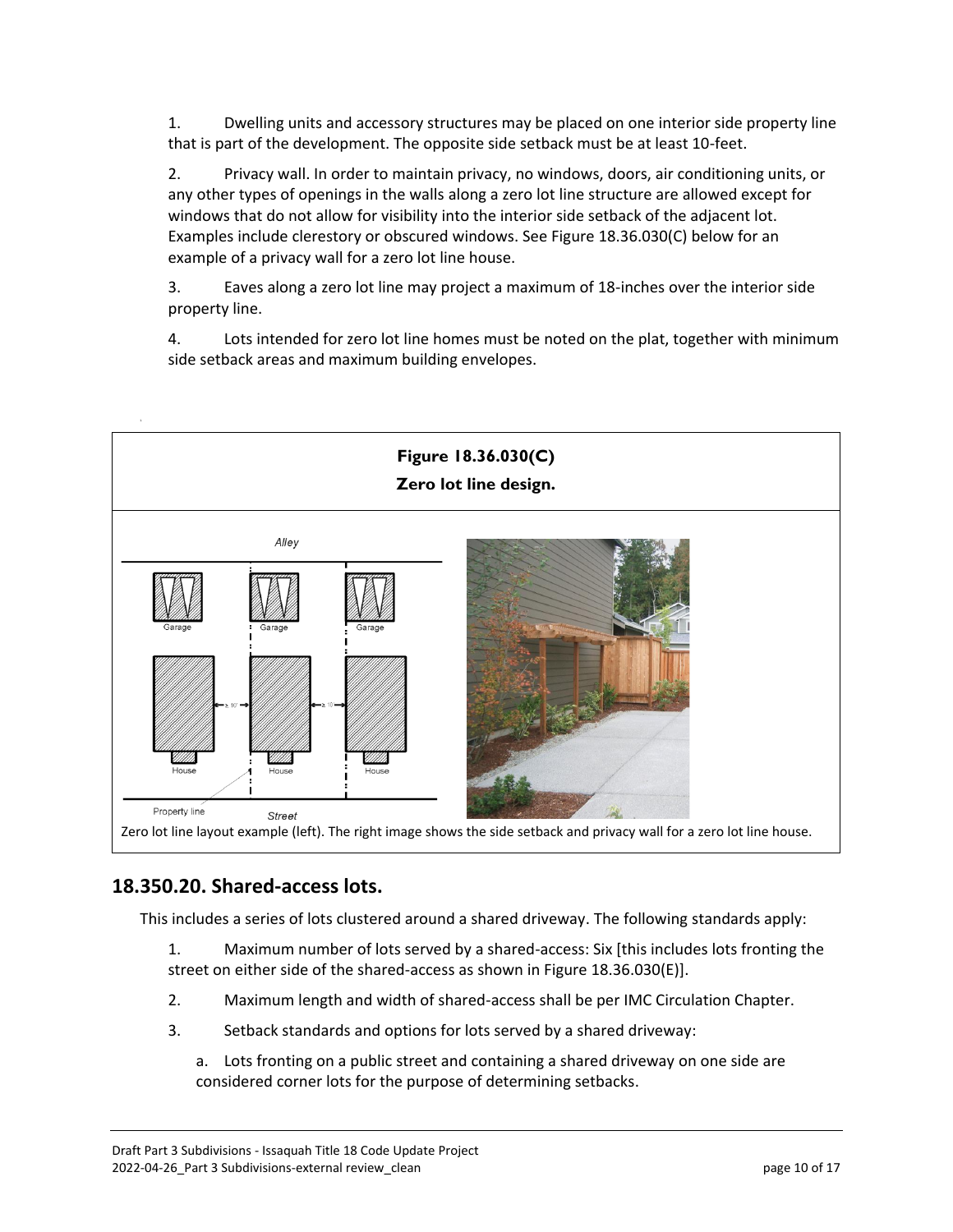1. Dwelling units and accessory structures may be placed on one interior side property line that is part of the development. The opposite side setback must be at least 10-feet.

2. Privacy wall. In order to maintain privacy, no windows, doors, air conditioning units, or any other types of openings in the walls along a zero lot line structure are allowed except for windows that do not allow for visibility into the interior side setback of the adjacent lot. Examples include clerestory or obscured windows. See Figure 18.36.030(C) below for an example of a privacy wall for a zero lot line house.

3. Eaves along a zero lot line may project a maximum of 18-inches over the interior side property line.

4. Lots intended for zero lot line homes must be noted on the plat, together with minimum side setback areas and maximum building envelopes.

**Figure 18.36.030(C)**
**Zero lot line design.**

Zero lot line layout example (left). The right image shows the side setback and privacy wall for a zero lot line house.

## 18.350.20. Shared-access lots.

This includes a series of lots clustered around a shared driveway. The following standards apply:

1. Maximum number of lots served by a shared-access: Six [this includes lots fronting the street on either side of the shared-access as shown in Figure 18.36.030(E)].

2. Maximum length and width of shared-access shall be per IMC Circulation Chapter.

3. Setback standards and options for lots served by a shared driveway:

   a. Lots fronting on a public street and containing a shared driveway on one side are considered corner lots for the purpose of determining setbacks.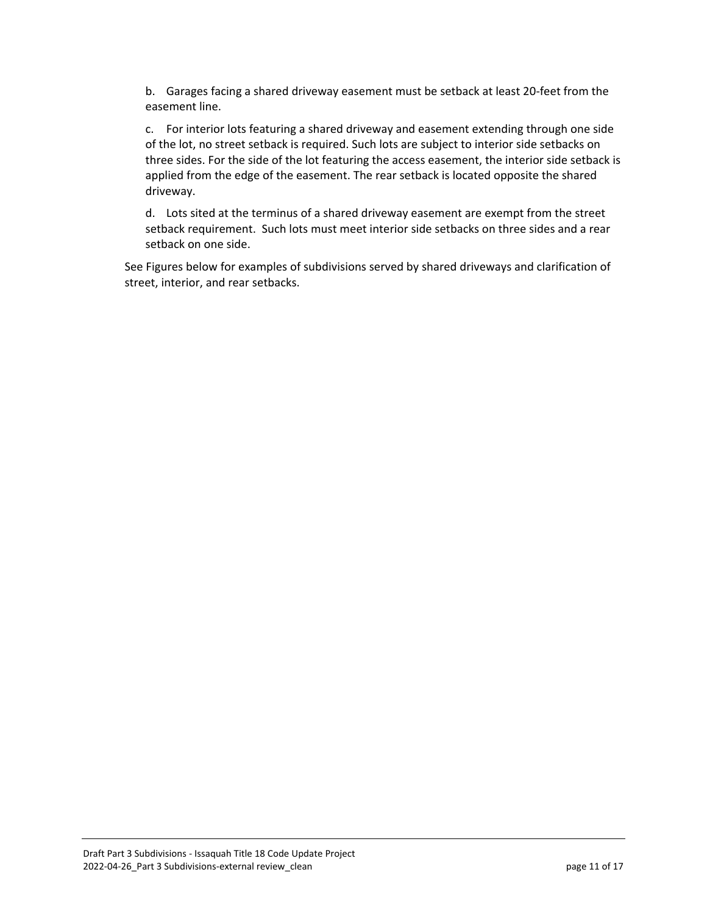b. Garages facing a shared driveway easement must be setback at least 20-feet from the easement line.

c. For interior lots featuring a shared driveway and easement extending through one side of the lot, no street setback is required. Such lots are subject to interior side setbacks on three sides. For the side of the lot featuring the access easement, the interior side setback is applied from the edge of the easement. The rear setback is located opposite the shared driveway.

d. Lots sited at the terminus of a shared driveway easement are exempt from the street setback requirement. Such lots must meet interior side setbacks on three sides and a rear setback on one side.

See Figures below for examples of subdivisions served by shared driveways and clarification of street, interior, and rear setbacks.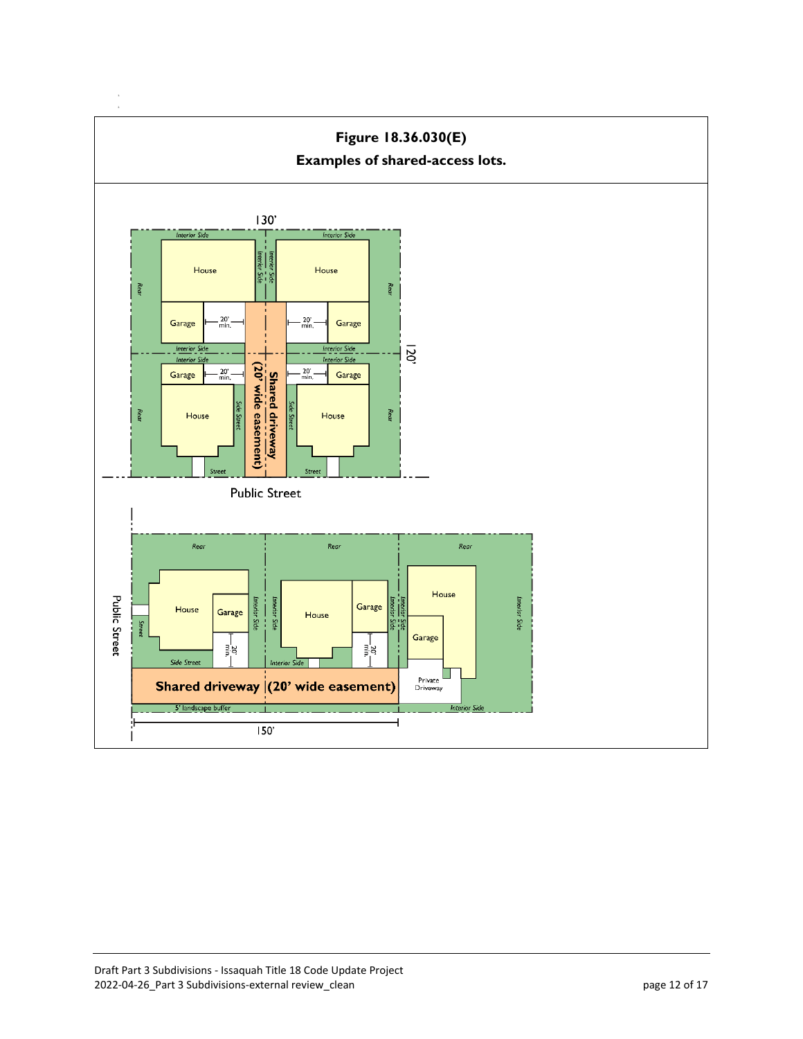**Figure 18.36.030(E)**

**Examples of shared-access lots.**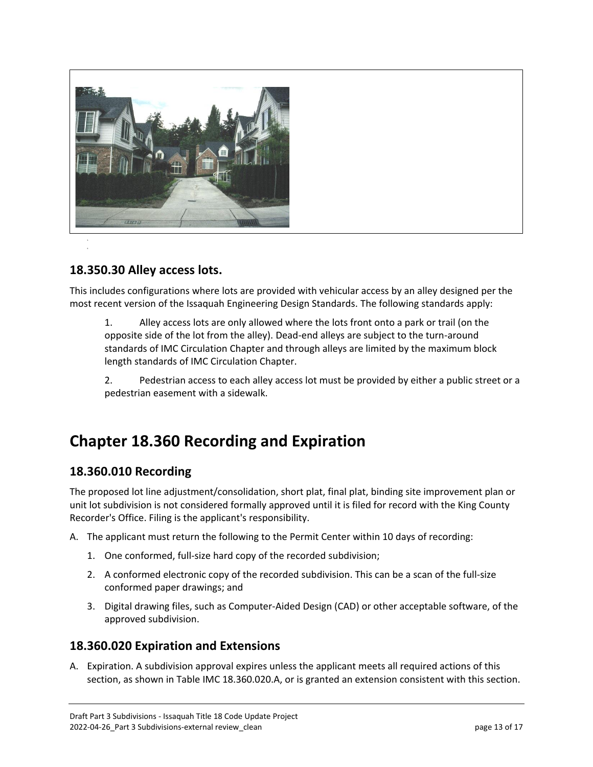### 18.350.30 Alley access lots.

This includes configurations where lots are provided with vehicular access by an alley designed per the most recent version of the Issaquah Engineering Design Standards. The following standards apply:

1. Alley access lots are only allowed where the lots front onto a park or trail (on the opposite side of the lot from the alley). Dead-end alleys are subject to the turn-around standards of IMC Circulation Chapter and through alleys are limited by the maximum block length standards of IMC Circulation Chapter.

2. Pedestrian access to each alley access lot must be provided by either a public street or a pedestrian easement with a sidewalk.

# Chapter 18.360 Recording and Expiration

### 18.360.010 Recording

The proposed lot line adjustment/consolidation, short plat, final plat, binding site improvement plan or unit lot subdivision is not considered formally approved until it is filed for record with the King County Recorder's Office. Filing is the applicant's responsibility.

A. The applicant must return the following to the Permit Center within 10 days of recording:

   1. One conformed, full-size hard copy of the recorded subdivision;

   2. A conformed electronic copy of the recorded subdivision. This can be a scan of the full-size conformed paper drawings; and

   3. Digital drawing files, such as Computer-Aided Design (CAD) or other acceptable software, of the approved subdivision.

### 18.360.020 Expiration and Extensions

A. Expiration. A subdivision approval expires unless the applicant meets all required actions of this section, as shown in Table IMC 18.360.020.A, or is granted an extension consistent with this section.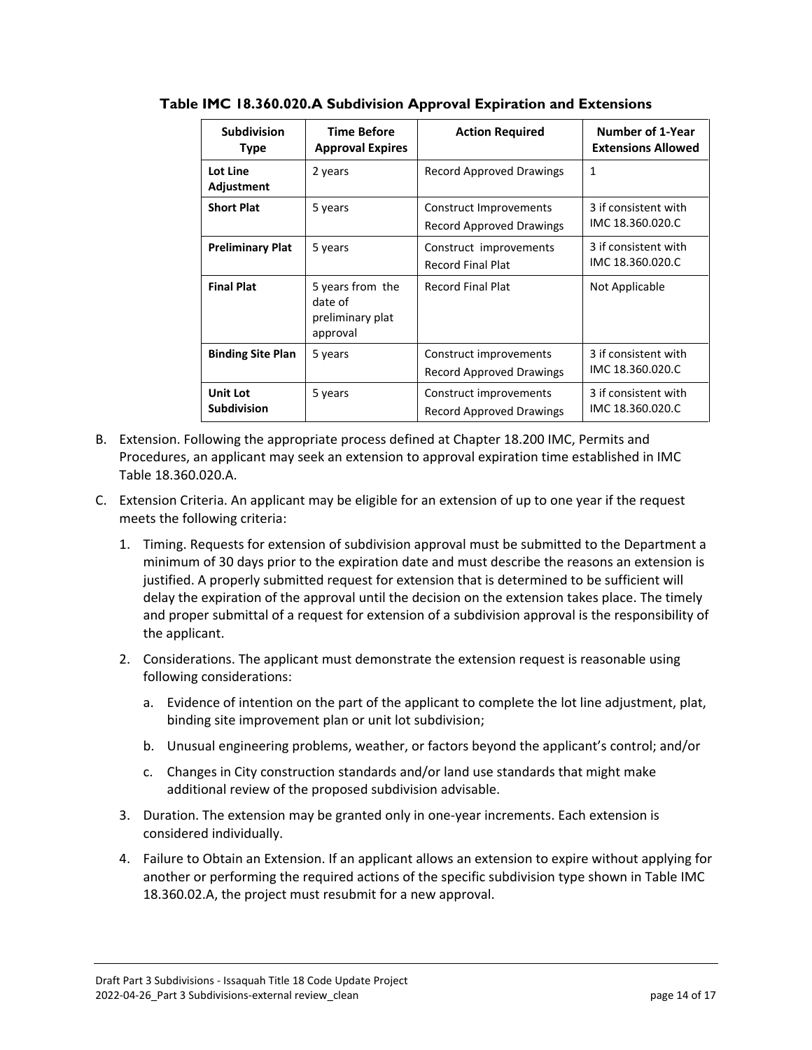**Table IMC 18.360.020.A Subdivision Approval Expiration and Extensions**

| Subdivision Type | Time Before Approval Expires | Action Required | Number of 1-Year Extensions Allowed |
|---|---|---|---|
| **Lot Line Adjustment** | 2 years | Record Approved Drawings | 1 |
| **Short Plat** | 5 years | Construct Improvements<br>Record Approved Drawings | 3 if consistent with IMC 18.360.020.C |
| **Preliminary Plat** | 5 years | Construct improvements<br>Record Final Plat | 3 if consistent with IMC 18.360.020.C |
| **Final Plat** | 5 years from the date of preliminary plat approval | Record Final Plat | Not Applicable |
| **Binding Site Plan** | 5 years | Construct improvements<br>Record Approved Drawings | 3 if consistent with IMC 18.360.020.C |
| **Unit Lot Subdivision** | 5 years | Construct improvements<br>Record Approved Drawings | 3 if consistent with IMC 18.360.020.C |

B. Extension. Following the appropriate process defined at Chapter 18.200 IMC, Permits and Procedures, an applicant may seek an extension to approval expiration time established in IMC Table 18.360.020.A.

C. Extension Criteria. An applicant may be eligible for an extension of up to one year if the request meets the following criteria:

1. Timing. Requests for extension of subdivision approval must be submitted to the Department a minimum of 30 days prior to the expiration date and must describe the reasons an extension is justified. A properly submitted request for extension that is determined to be sufficient will delay the expiration of the approval until the decision on the extension takes place. The timely and proper submittal of a request for extension of a subdivision approval is the responsibility of the applicant.

2. Considerations. The applicant must demonstrate the extension request is reasonable using following considerations:

   a. Evidence of intention on the part of the applicant to complete the lot line adjustment, plat, binding site improvement plan or unit lot subdivision;

   b. Unusual engineering problems, weather, or factors beyond the applicant's control; and/or

   c. Changes in City construction standards and/or land use standards that might make additional review of the proposed subdivision advisable.

3. Duration. The extension may be granted only in one-year increments. Each extension is considered individually.

4. Failure to Obtain an Extension. If an applicant allows an extension to expire without applying for another or performing the required actions of the specific subdivision type shown in Table IMC 18.360.02.A, the project must resubmit for a new approval.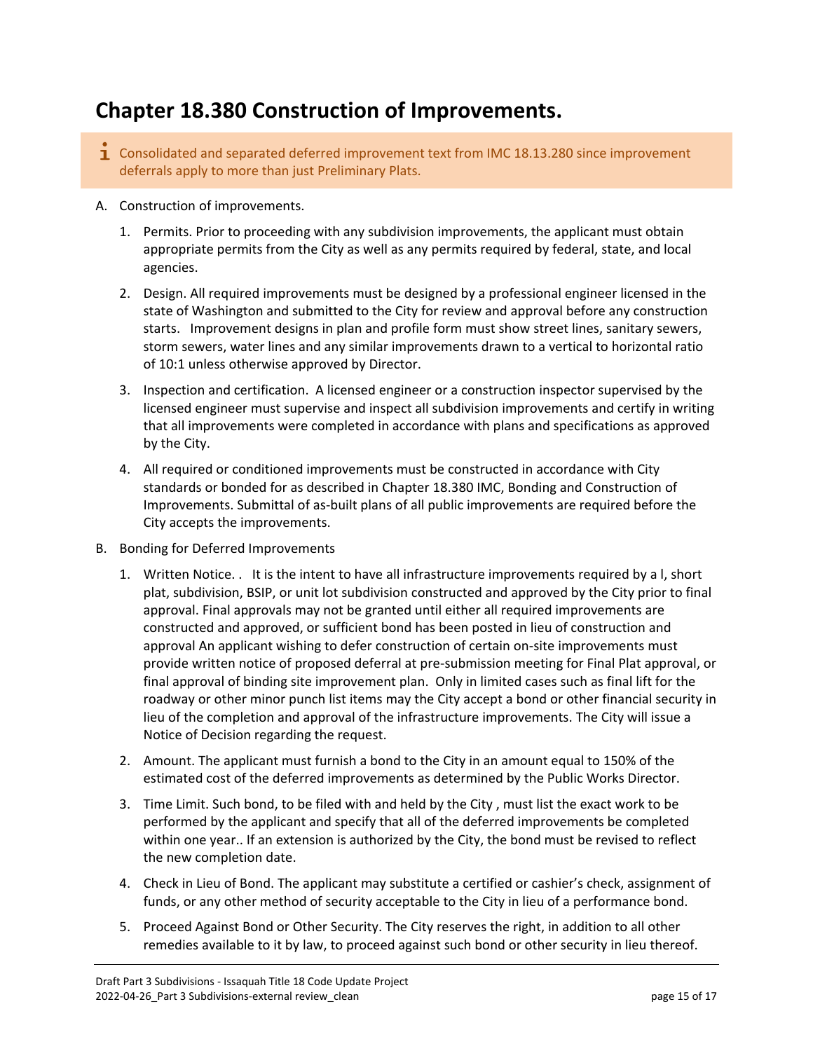# Chapter 18.380 Construction of Improvements.

> Consolidated and separated deferred improvement text from IMC 18.13.280 since improvement deferrals apply to more than just Preliminary Plats.

A. Construction of improvements.

   1. Permits. Prior to proceeding with any subdivision improvements, the applicant must obtain appropriate permits from the City as well as any permits required by federal, state, and local agencies.

   2. Design. All required improvements must be designed by a professional engineer licensed in the state of Washington and submitted to the City for review and approval before any construction starts. Improvement designs in plan and profile form must show street lines, sanitary sewers, storm sewers, water lines and any similar improvements drawn to a vertical to horizontal ratio of 10:1 unless otherwise approved by Director.

   3. Inspection and certification. A licensed engineer or a construction inspector supervised by the licensed engineer must supervise and inspect all subdivision improvements and certify in writing that all improvements were completed in accordance with plans and specifications as approved by the City.

   4. All required or conditioned improvements must be constructed in accordance with City standards or bonded for as described in Chapter 18.380 IMC, Bonding and Construction of Improvements. Submittal of as-built plans of all public improvements are required before the City accepts the improvements.

B. Bonding for Deferred Improvements

   1. Written Notice. . It is the intent to have all infrastructure improvements required by a l, short plat, subdivision, BSIP, or unit lot subdivision constructed and approved by the City prior to final approval. Final approvals may not be granted until either all required improvements are constructed and approved, or sufficient bond has been posted in lieu of construction and approval An applicant wishing to defer construction of certain on-site improvements must provide written notice of proposed deferral at pre-submission meeting for Final Plat approval, or final approval of binding site improvement plan. Only in limited cases such as final lift for the roadway or other minor punch list items may the City accept a bond or other financial security in lieu of the completion and approval of the infrastructure improvements. The City will issue a Notice of Decision regarding the request.

   2. Amount. The applicant must furnish a bond to the City in an amount equal to 150% of the estimated cost of the deferred improvements as determined by the Public Works Director.

   3. Time Limit. Such bond, to be filed with and held by the City , must list the exact work to be performed by the applicant and specify that all of the deferred improvements be completed within one year.. If an extension is authorized by the City, the bond must be revised to reflect the new completion date.

   4. Check in Lieu of Bond. The applicant may substitute a certified or cashier's check, assignment of funds, or any other method of security acceptable to the City in lieu of a performance bond.

   5. Proceed Against Bond or Other Security. The City reserves the right, in addition to all other remedies available to it by law, to proceed against such bond or other security in lieu thereof.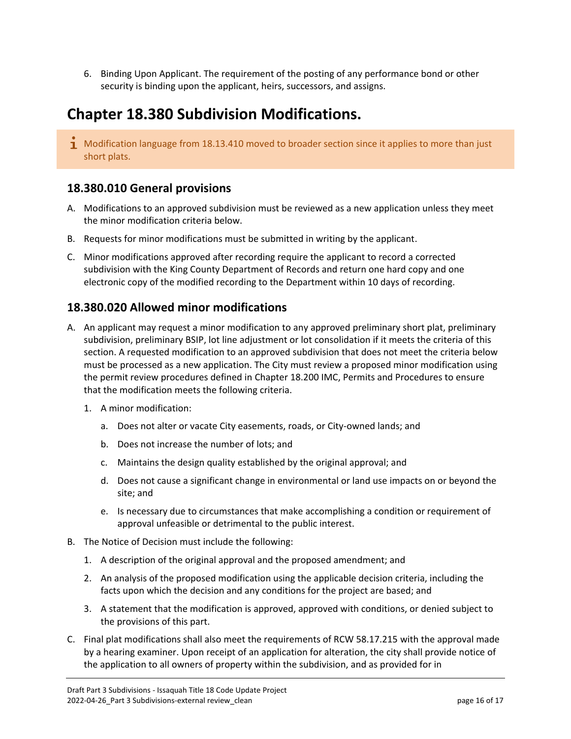6. Binding Upon Applicant. The requirement of the posting of any performance bond or other security is binding upon the applicant, heirs, successors, and assigns.

# Chapter 18.380 Subdivision Modifications.

> Modification language from 18.13.410 moved to broader section since it applies to more than just short plats.

## 18.380.010 General provisions

A. Modifications to an approved subdivision must be reviewed as a new application unless they meet the minor modification criteria below.

B. Requests for minor modifications must be submitted in writing by the applicant.

C. Minor modifications approved after recording require the applicant to record a corrected subdivision with the King County Department of Records and return one hard copy and one electronic copy of the modified recording to the Department within 10 days of recording.

## 18.380.020 Allowed minor modifications

A. An applicant may request a minor modification to any approved preliminary short plat, preliminary subdivision, preliminary BSIP, lot line adjustment or lot consolidation if it meets the criteria of this section. A requested modification to an approved subdivision that does not meet the criteria below must be processed as a new application. The City must review a proposed minor modification using the permit review procedures defined in Chapter 18.200 IMC, Permits and Procedures to ensure that the modification meets the following criteria.

   1. A minor modification:

      a. Does not alter or vacate City easements, roads, or City-owned lands; and

      b. Does not increase the number of lots; and

      c. Maintains the design quality established by the original approval; and

      d. Does not cause a significant change in environmental or land use impacts on or beyond the site; and

      e. Is necessary due to circumstances that make accomplishing a condition or requirement of approval unfeasible or detrimental to the public interest.

B. The Notice of Decision must include the following:

   1. A description of the original approval and the proposed amendment; and

   2. An analysis of the proposed modification using the applicable decision criteria, including the facts upon which the decision and any conditions for the project are based; and

   3. A statement that the modification is approved, approved with conditions, or denied subject to the provisions of this part.

C. Final plat modifications shall also meet the requirements of RCW 58.17.215 with the approval made by a hearing examiner. Upon receipt of an application for alteration, the city shall provide notice of the application to all owners of property within the subdivision, and as provided for in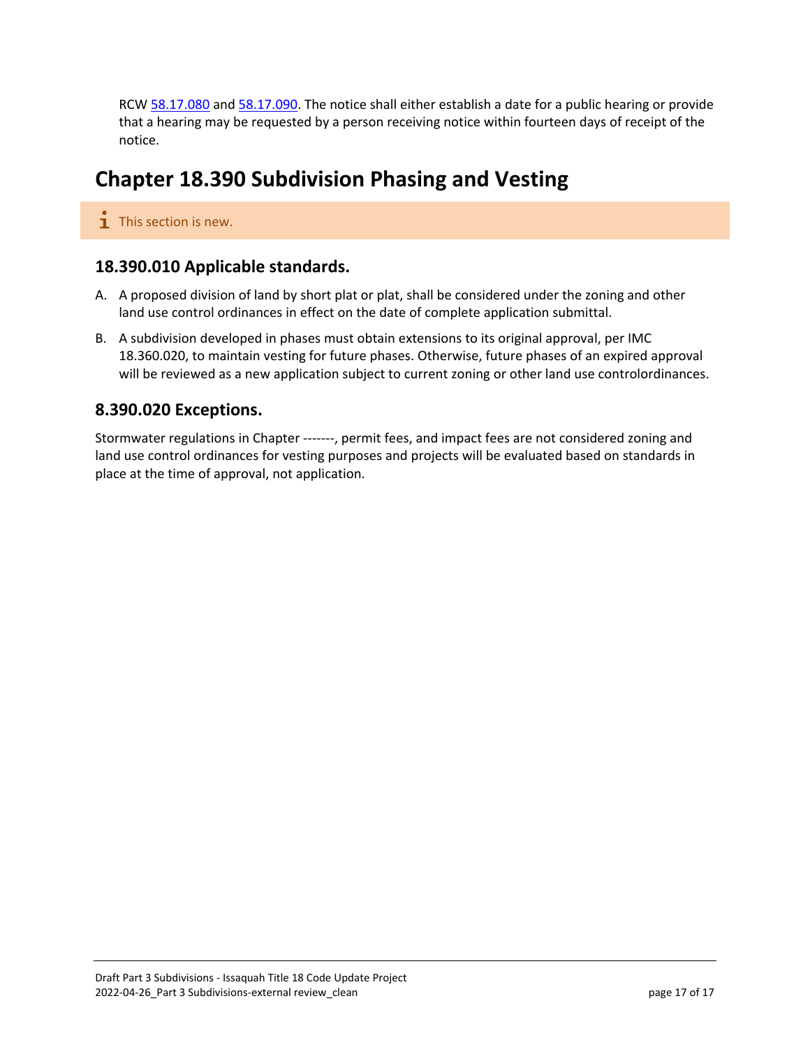RCW 58.17.080 and 58.17.090. The notice shall either establish a date for a public hearing or provide that a hearing may be requested by a person receiving notice within fourteen days of receipt of the notice.

# Chapter 18.390 Subdivision Phasing and Vesting

This section is new.

## 18.390.010 Applicable standards.

A. A proposed division of land by short plat or plat, shall be considered under the zoning and other land use control ordinances in effect on the date of complete application submittal.

B. A subdivision developed in phases must obtain extensions to its original approval, per IMC 18.360.020, to maintain vesting for future phases. Otherwise, future phases of an expired approval will be reviewed as a new application subject to current zoning or other land use controlordinances.

## 8.390.020 Exceptions.

Stormwater regulations in Chapter -------, permit fees, and impact fees are not considered zoning and land use control ordinances for vesting purposes and projects will be evaluated based on standards in place at the time of approval, not application.